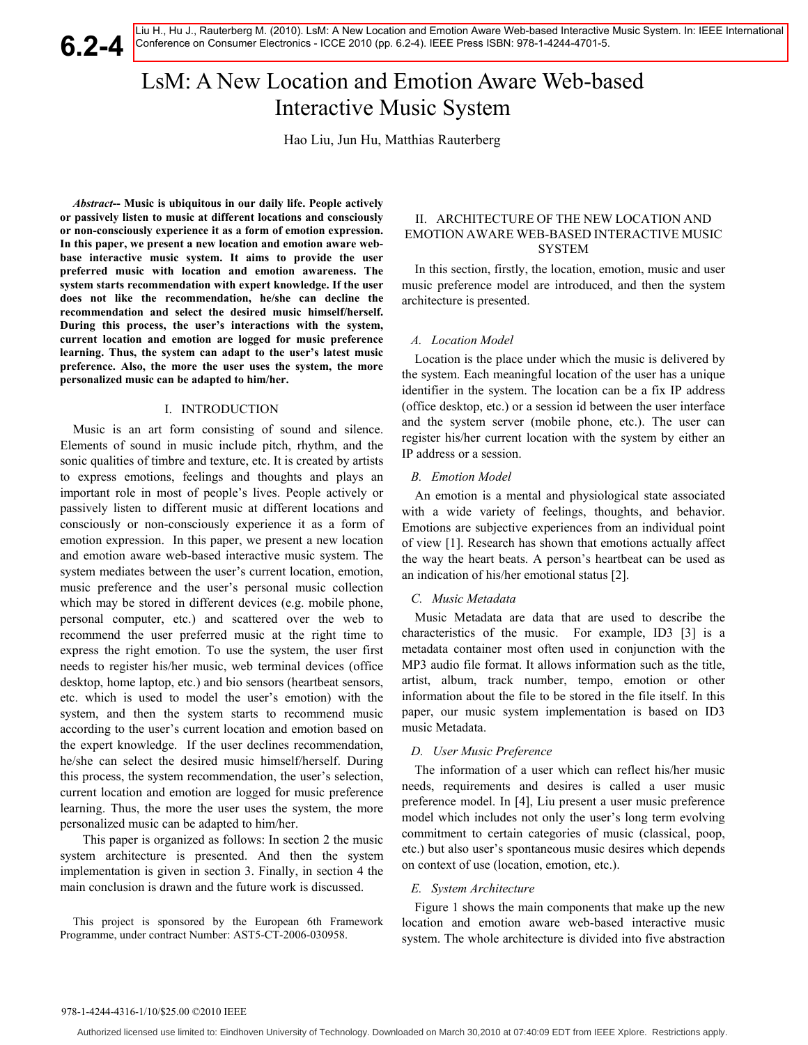Liu H., Hu J., Rauterberg M. (2010). LsM: A New Location and Emotion Aware Web-based Interactive Music System. In: IEEE International Conference on Consumer Electronics - ICCE 2010 (pp. 6.2-4). IEEE Press ISBN: 978-1-4244-4701-5.

# LsM: A New Location and Emotion Aware Web-based Interactive Music System

Hao Liu, Jun Hu, Matthias Rauterberg

***Abstract*-- Music is ubiquitous in our daily life. People actively or passively listen to music at different locations and consciously or non-consciously experience it as a form of emotion expression. In this paper, we present a new location and emotion aware web-base interactive music system. It aims to provide the user preferred music with location and emotion awareness. The system starts recommendation with expert knowledge. If the user does not like the recommendation, he/she can decline the recommendation and select the desired music himself/herself. During this process, the user's interactions with the system, current location and emotion are logged for music preference learning. Thus, the system can adapt to the user's latest music preference. Also, the more the user uses the system, the more personalized music can be adapted to him/her.**

## I. INTRODUCTION

Music is an art form consisting of sound and silence. Elements of sound in music include pitch, rhythm, and the sonic qualities of timbre and texture, etc. It is created by artists to express emotions, feelings and thoughts and plays an important role in most of people's lives. People actively or passively listen to different music at different locations and consciously or non-consciously experience it as a form of emotion expression. In this paper, we present a new location and emotion aware web-based interactive music system. The system mediates between the user's current location, emotion, music preference and the user's personal music collection which may be stored in different devices (e.g. mobile phone, personal computer, etc.) and scattered over the web to recommend the user preferred music at the right time to express the right emotion. To use the system, the user first needs to register his/her music, web terminal devices (office desktop, home laptop, etc.) and bio sensors (heartbeat sensors, etc. which is used to model the user's emotion) with the system, and then the system starts to recommend music according to the user's current location and emotion based on the expert knowledge. If the user declines recommendation, he/she can select the desired music himself/herself. During this process, the system recommendation, the user's selection, current location and emotion are logged for music preference learning. Thus, the more the user uses the system, the more personalized music can be adapted to him/her.

This paper is organized as follows: In section 2 the music system architecture is presented. And then the system implementation is given in section 3. Finally, in section 4 the main conclusion is drawn and the future work is discussed.

This project is sponsored by the European 6th Framework Programme, under contract Number: AST5-CT-2006-030958.

## II. ARCHITECTURE OF THE NEW LOCATION AND EMOTION AWARE WEB-BASED INTERACTIVE MUSIC SYSTEM

In this section, firstly, the location, emotion, music and user music preference model are introduced, and then the system architecture is presented.

### *A. Location Model*

Location is the place under which the music is delivered by the system. Each meaningful location of the user has a unique identifier in the system. The location can be a fix IP address (office desktop, etc.) or a session id between the user interface and the system server (mobile phone, etc.). The user can register his/her current location with the system by either an IP address or a session.

### *B. Emotion Model*

An emotion is a mental and physiological state associated with a wide variety of feelings, thoughts, and behavior. Emotions are subjective experiences from an individual point of view [1]. Research has shown that emotions actually affect the way the heart beats. A person's heartbeat can be used as an indication of his/her emotional status [2].

### *C. Music Metadata*

Music Metadata are data that are used to describe the characteristics of the music. For example, ID3 [3] is a metadata container most often used in conjunction with the MP3 audio file format. It allows information such as the title, artist, album, track number, tempo, emotion or other information about the file to be stored in the file itself. In this paper, our music system implementation is based on ID3 music Metadata.

### *D. User Music Preference*

The information of a user which can reflect his/her music needs, requirements and desires is called a user music preference model. In [4], Liu present a user music preference model which includes not only the user's long term evolving commitment to certain categories of music (classical, poop, etc.) but also user's spontaneous music desires which depends on context of use (location, emotion, etc.).

### *E. System Architecture*

Figure 1 shows the main components that make up the new location and emotion aware web-based interactive music system. The whole architecture is divided into five abstraction

978-1-4244-4316-1/10/$25.00 ©2010 IEEE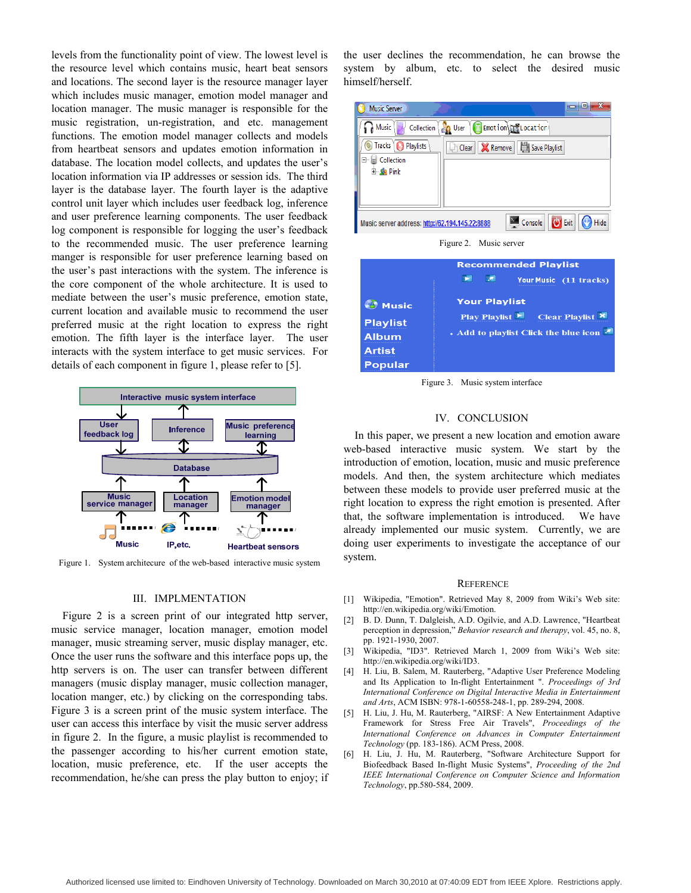levels from the functionality point of view. The lowest level is the resource level which contains music, heart beat sensors and locations. The second layer is the resource manager layer which includes music manager, emotion model manager and location manager. The music manager is responsible for the music registration, un-registration, and etc. management functions. The emotion model manager collects and models from heartbeat sensors and updates emotion information in database. The location model collects, and updates the user's location information via IP addresses or session ids. The third layer is the database layer. The fourth layer is the adaptive control unit layer which includes user feedback log, inference and user preference learning components. The user feedback log component is responsible for logging the user's feedback to the recommended music. The user preference learning manger is responsible for user preference learning based on the user's past interactions with the system. The inference is the core component of the whole architecture. It is used to mediate between the user's music preference, emotion state, current location and available music to recommend the user preferred music at the right location to express the right emotion. The fifth layer is the interface layer. The user interacts with the system interface to get music services. For details of each component in figure 1, please refer to [5].

Interactive music system interface

User feedback log

Inference

Music preference learning

Database

Music service manager

Location manager

Emotion model manager

Music

IP,etc.

Heartbeat sensors

Figure 1. System architecure of the web-based interactive music system

## III. IMPLMENTATION

Figure 2 is a screen print of our integrated http server, music service manager, location manager, emotion model manager, music streaming server, music display manager, etc. Once the user runs the software and this interface pops up, the http servers is on. The user can transfer between different managers (music display manager, music collection manager, location manger, etc.) by clicking on the corresponding tabs. Figure 3 is a screen print of the music system interface. The user can access this interface by visit the music server address in figure 2. In the figure, a music playlist is recommended to the passenger according to his/her current emotion state, location, music preference, etc. If the user accepts the recommendation, he/she can press the play button to enjoy; if the user declines the recommendation, he can browse the system by album, etc. to select the desired music himself/herself.

Music Server

Music | Collection | User | Emotion | Location

Tracks | Playlists

Collection

Pink

Clear | Remove | Save Playlist

Music server address: http://62.194.145.22:8888

Console | Exit | Hide

Figure 2. Music server

Recommended Playlist

Your Music (11 tracks)

Your Playlist

Play Playlist | Clear Playlist

. Add to playlist Click the blue icon

Music

Playlist

Album

Artist

Popular

Figure 3. Music system interface

## IV. CONCLUSION

In this paper, we present a new location and emotion aware web-based interactive music system. We start by the introduction of emotion, location, music and music preference models. And then, the system architecture which mediates between these models to provide user preferred music at the right location to express the right emotion is presented. After that, the software implementation is introduced. We have already implemented our music system. Currently, we are doing user experiments to investigate the acceptance of our system.

## REFERENCE

[1] Wikipedia, "Emotion". Retrieved May 8, 2009 from Wiki's Web site: http://en.wikipedia.org/wiki/Emotion.

[2] B. D. Dunn, T. Dalgleish, A.D. Ogilvie, and A.D. Lawrence, "Heartbeat perception in depression," *Behavior research and therapy*, vol. 45, no. 8, pp. 1921-1930, 2007.

[3] Wikipedia, "ID3". Retrieved March 1, 2009 from Wiki's Web site: http://en.wikipedia.org/wiki/ID3.

[4] H. Liu, B. Salem, M. Rauterberg, "Adaptive User Preference Modeling and Its Application to In-flight Entertainment ". *Proceedings of 3rd International Conference on Digital Interactive Media in Entertainment and Arts*, ACM ISBN: 978-1-60558-248-1, pp. 289-294, 2008.

[5] H. Liu, J. Hu, M. Rauterberg, "AIRSF: A New Entertainment Adaptive Framework for Stress Free Air Travels", *Proceedings of the International Conference on Advances in Computer Entertainment Technology* (pp. 183-186). ACM Press, 2008.

[6] H. Liu, J. Hu, M. Rauterberg, "Software Architecture Support for Biofeedback Based In-flight Music Systems", *Proceeding of the 2nd IEEE International Conference on Computer Science and Information Technology*, pp.580-584, 2009.